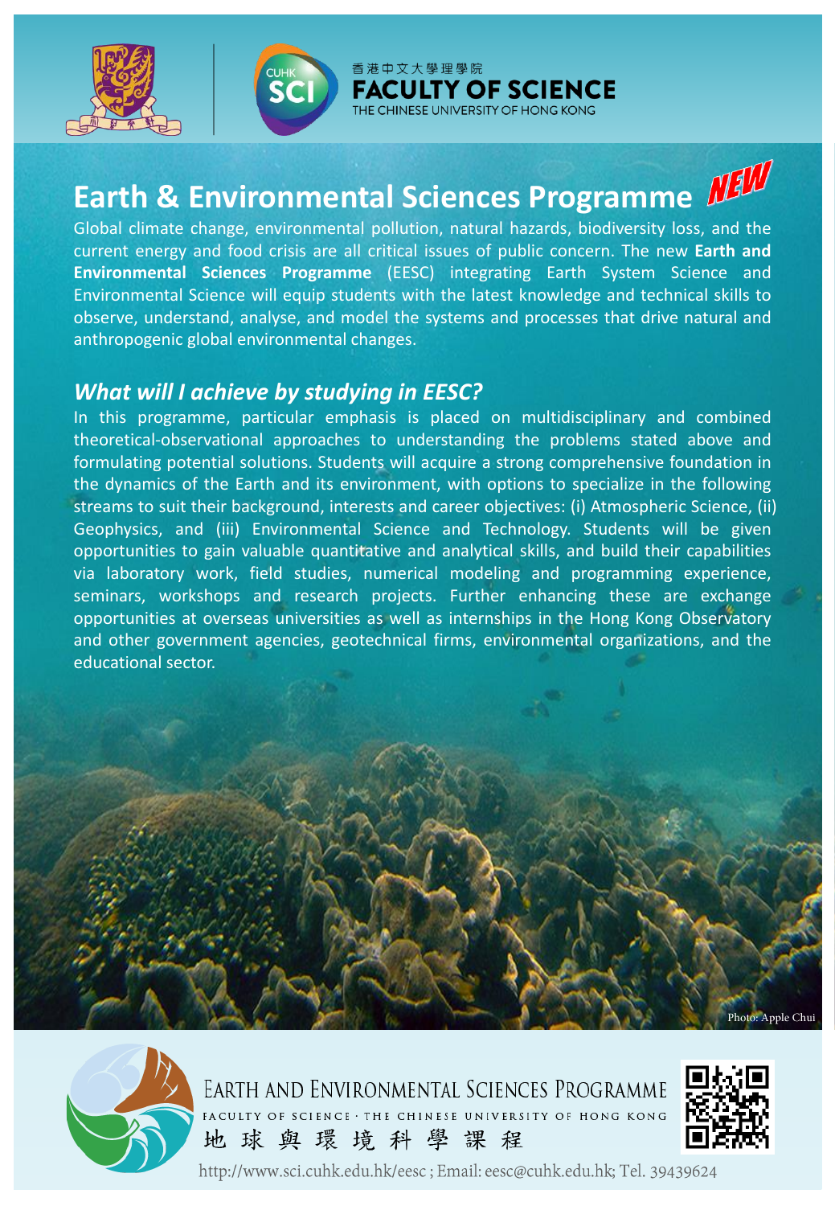香港中文大學理學院
**FACULTY OF SCIENCE**
THE CHINESE UNIVERSITY OF HONG KONG

# Earth & Environmental Sciences Programme NEW

Global climate change, environmental pollution, natural hazards, biodiversity loss, and the current energy and food crisis are all critical issues of public concern. The new **Earth and Environmental Sciences Programme** (EESC) integrating Earth System Science and Environmental Science will equip students with the latest knowledge and technical skills to observe, understand, analyse, and model the systems and processes that drive natural and anthropogenic global environmental changes.

## *What will I achieve by studying in EESC?*

In this programme, particular emphasis is placed on multidisciplinary and combined theoretical-observational approaches to understanding the problems stated above and formulating potential solutions. Students will acquire a strong comprehensive foundation in the dynamics of the Earth and its environment, with options to specialize in the following streams to suit their background, interests and career objectives: (i) Atmospheric Science, (ii) Geophysics, and (iii) Environmental Science and Technology. Students will be given opportunities to gain valuable quantitative and analytical skills, and build their capabilities via laboratory work, field studies, numerical modeling and programming experience, seminars, workshops and research projects. Further enhancing these are exchange opportunities at overseas universities as well as internships in the Hong Kong Observatory and other government agencies, geotechnical firms, environmental organizations, and the educational sector.

Photo: Apple Chui

EARTH AND ENVIRONMENTAL SCIENCES PROGRAMME
FACULTY OF SCIENCE · THE CHINESE UNIVERSITY OF HONG KONG
地 球 與 環 境 科 學 課 程

http://www.sci.cuhk.edu.hk/eesc ; Email: eesc@cuhk.edu.hk; Tel. 39439624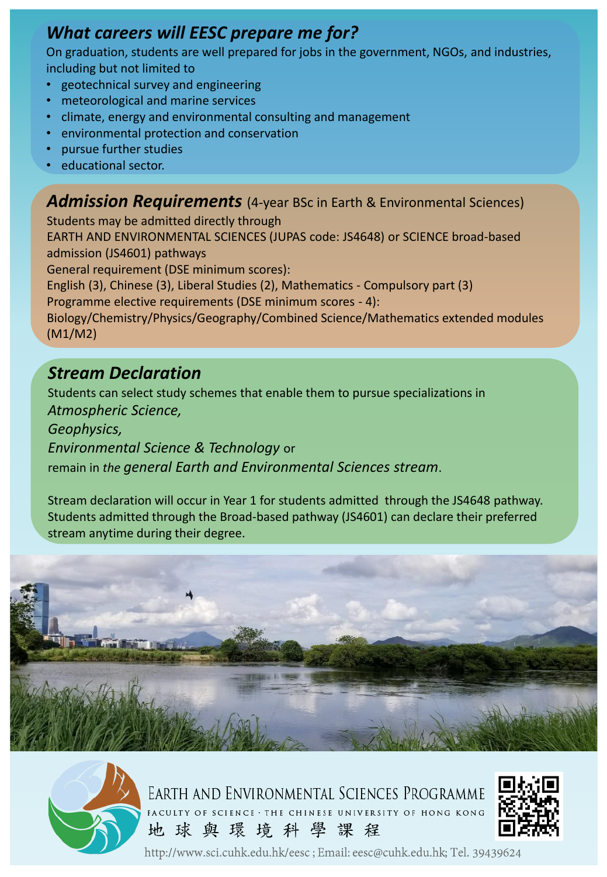## *What careers will EESC prepare me for?*

On graduation, students are well prepared for jobs in the government, NGOs, and industries, including but not limited to

- geotechnical survey and engineering
- meteorological and marine services
- climate, energy and environmental consulting and management
- environmental protection and conservation
- pursue further studies
- educational sector.

## *Admission Requirements* (4-year BSc in Earth & Environmental Sciences)

Students may be admitted directly through
EARTH AND ENVIRONMENTAL SCIENCES (JUPAS code: JS4648) or SCIENCE broad-based admission (JS4601) pathways
General requirement (DSE minimum scores):
English (3), Chinese (3), Liberal Studies (2), Mathematics - Compulsory part (3)
Programme elective requirements (DSE minimum scores - 4):
Biology/Chemistry/Physics/Geography/Combined Science/Mathematics extended modules (M1/M2)

## *Stream Declaration*

Students can select study schemes that enable them to pursue specializations in
*Atmospheric Science,*
*Geophysics,*
*Environmental Science & Technology* or
remain in *the general Earth and Environmental Sciences stream*.

Stream declaration will occur in Year 1 for students admitted through the JS4648 pathway. Students admitted through the Broad-based pathway (JS4601) can declare their preferred stream anytime during their degree.

EARTH AND ENVIRONMENTAL SCIENCES PROGRAMME
FACULTY OF SCIENCE · THE CHINESE UNIVERSITY OF HONG KONG
地 球 與 環 境 科 學 課 程

http://www.sci.cuhk.edu.hk/eesc ; Email: eesc@cuhk.edu.hk; Tel. 39439624